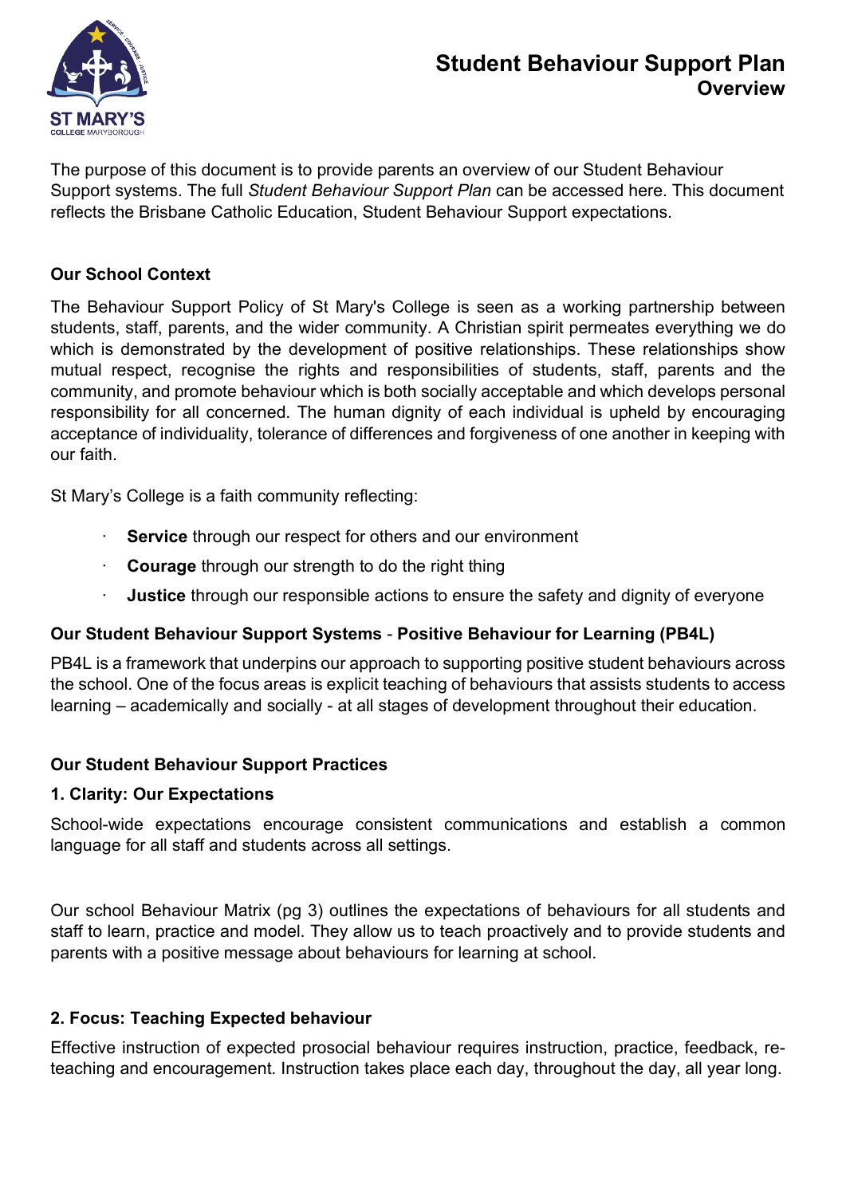# Student Behaviour Support Plan
## Overview

The purpose of this document is to provide parents an overview of our Student Behaviour Support systems. The full *Student Behaviour Support Plan* can be accessed here. This document reflects the Brisbane Catholic Education, Student Behaviour Support expectations.

### Our School Context

The Behaviour Support Policy of St Mary's College is seen as a working partnership between students, staff, parents, and the wider community. A Christian spirit permeates everything we do which is demonstrated by the development of positive relationships. These relationships show mutual respect, recognise the rights and responsibilities of students, staff, parents and the community, and promote behaviour which is both socially acceptable and which develops personal responsibility for all concerned. The human dignity of each individual is upheld by encouraging acceptance of individuality, tolerance of differences and forgiveness of one another in keeping with our faith.

St Mary's College is a faith community reflecting:

- **Service** through our respect for others and our environment
- **Courage** through our strength to do the right thing
- **Justice** through our responsible actions to ensure the safety and dignity of everyone

### Our Student Behaviour Support Systems - Positive Behaviour for Learning (PB4L)

PB4L is a framework that underpins our approach to supporting positive student behaviours across the school. One of the focus areas is explicit teaching of behaviours that assists students to access learning – academically and socially - at all stages of development throughout their education.

### Our Student Behaviour Support Practices

#### 1. Clarity: Our Expectations

School-wide expectations encourage consistent communications and establish a common language for all staff and students across all settings.

Our school Behaviour Matrix (pg 3) outlines the expectations of behaviours for all students and staff to learn, practice and model. They allow us to teach proactively and to provide students and parents with a positive message about behaviours for learning at school.

#### 2. Focus: Teaching Expected behaviour

Effective instruction of expected prosocial behaviour requires instruction, practice, feedback, re-teaching and encouragement. Instruction takes place each day, throughout the day, all year long.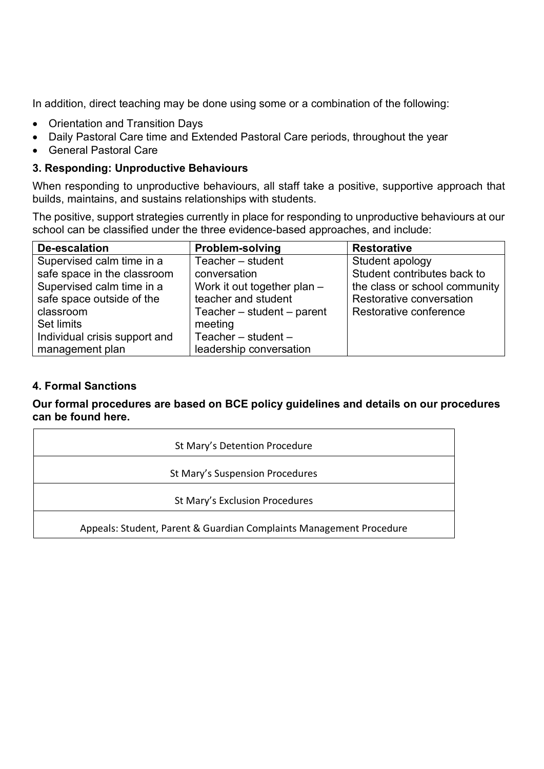In addition, direct teaching may be done using some or a combination of the following:

- Orientation and Transition Days
- Daily Pastoral Care time and Extended Pastoral Care periods, throughout the year
- General Pastoral Care

### 3. Responding: Unproductive Behaviours

When responding to unproductive behaviours, all staff take a positive, supportive approach that builds, maintains, and sustains relationships with students.

The positive, support strategies currently in place for responding to unproductive behaviours at our school can be classified under the three evidence-based approaches, and include:

| De-escalation | Problem-solving | Restorative |
|---|---|---|
| Supervised calm time in a safe space in the classroom<br>Supervised calm time in a safe space outside of the classroom<br>Set limits<br>Individual crisis support and management plan | Teacher – student conversation<br>Work it out together plan – teacher and student<br>Teacher – student – parent meeting<br>Teacher – student – leadership conversation | Student apology<br>Student contributes back to the class or school community<br>Restorative conversation<br>Restorative conference |

### 4. Formal Sanctions

**Our formal procedures are based on BCE policy guidelines and details on our procedures can be found here.**

| St Mary's Detention Procedure |
|---|
| St Mary's Suspension Procedures |
| St Mary's Exclusion Procedures |
| Appeals: Student, Parent & Guardian Complaints Management Procedure |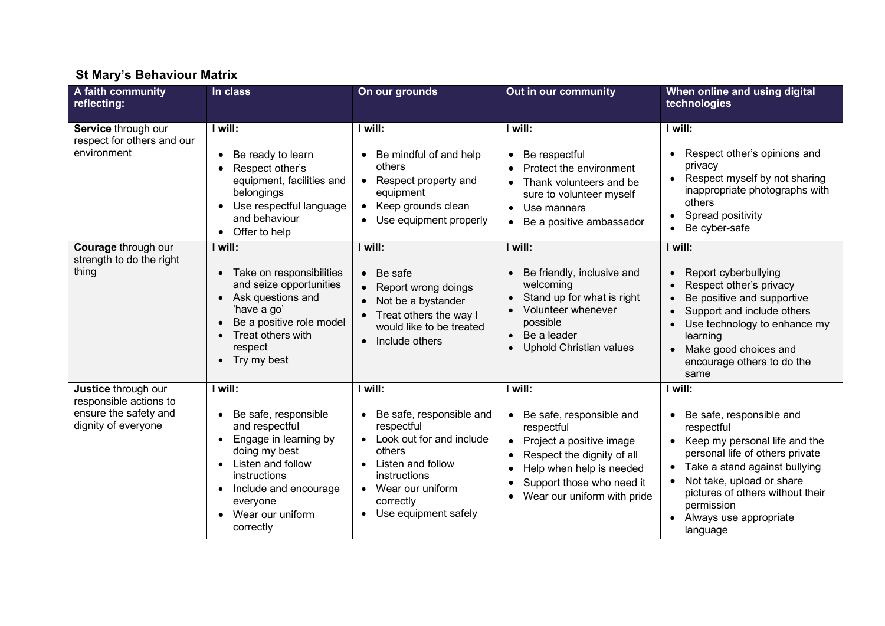## St Mary's Behaviour Matrix

| A faith community reflecting: | In class | On our grounds | Out in our community | When online and using digital technologies |
|---|---|---|---|---|
| **Service** through our respect for others and our environment | **I will:**<br>• Be ready to learn<br>• Respect other's equipment, facilities and belongings<br>• Use respectful language and behaviour<br>• Offer to help | **I will:**<br>• Be mindful of and help others<br>• Respect property and equipment<br>• Keep grounds clean<br>• Use equipment properly | **I will:**<br>• Be respectful<br>• Protect the environment<br>• Thank volunteers and be sure to volunteer myself<br>• Use manners<br>• Be a positive ambassador | **I will:**<br>• Respect other's opinions and privacy<br>• Respect myself by not sharing inappropriate photographs with others<br>• Spread positivity<br>• Be cyber-safe |
| **Courage** through our strength to do the right thing | **I will:**<br>• Take on responsibilities and seize opportunities<br>• Ask questions and 'have a go'<br>• Be a positive role model<br>• Treat others with respect<br>• Try my best | **I will:**<br>• Be safe<br>• Report wrong doings<br>• Not be a bystander<br>• Treat others the way I would like to be treated<br>• Include others | **I will:**<br>• Be friendly, inclusive and welcoming<br>• Stand up for what is right<br>• Volunteer whenever possible<br>• Be a leader<br>• Uphold Christian values | **I will:**<br>• Report cyberbullying<br>• Respect other's privacy<br>• Be positive and supportive<br>• Support and include others<br>• Use technology to enhance my learning<br>• Make good choices and encourage others to do the same |
| **Justice** through our responsible actions to ensure the safety and dignity of everyone | **I will:**<br>• Be safe, responsible and respectful<br>• Engage in learning by doing my best<br>• Listen and follow instructions<br>• Include and encourage everyone<br>• Wear our uniform correctly | **I will:**<br>• Be safe, responsible and respectful<br>• Look out for and include others<br>• Listen and follow instructions<br>• Wear our uniform correctly<br>• Use equipment safely | **I will:**<br>• Be safe, responsible and respectful<br>• Project a positive image<br>• Respect the dignity of all<br>• Help when help is needed<br>• Support those who need it<br>• Wear our uniform with pride | **I will:**<br>• Be safe, responsible and respectful<br>• Keep my personal life and the personal life of others private<br>• Take a stand against bullying<br>• Not take, upload or share pictures of others without their permission<br>• Always use appropriate language |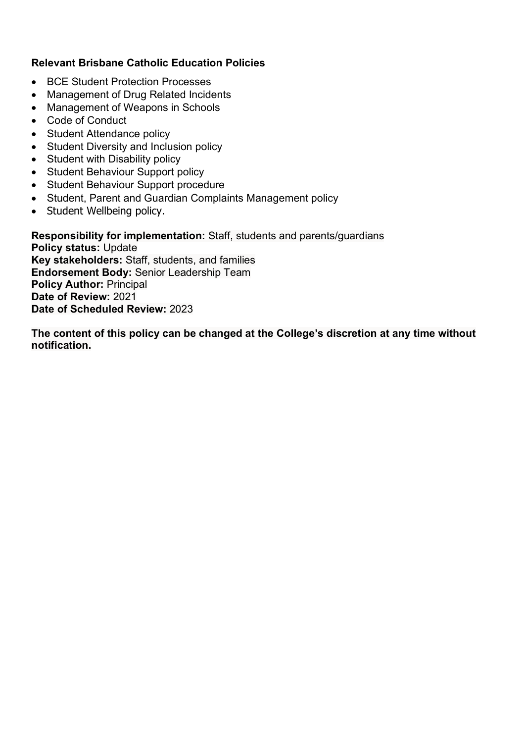**Relevant Brisbane Catholic Education Policies**

- BCE Student Protection Processes
- Management of Drug Related Incidents
- Management of Weapons in Schools
- Code of Conduct
- Student Attendance policy
- Student Diversity and Inclusion policy
- Student with Disability policy
- Student Behaviour Support policy
- Student Behaviour Support procedure
- Student, Parent and Guardian Complaints Management policy
- Student Wellbeing policy.

**Responsibility for implementation:** Staff, students and parents/guardians
**Policy status:** Update
**Key stakeholders:** Staff, students, and families
**Endorsement Body:** Senior Leadership Team
**Policy Author:** Principal
**Date of Review:** 2021
**Date of Scheduled Review:** 2023

**The content of this policy can be changed at the College's discretion at any time without notification.**